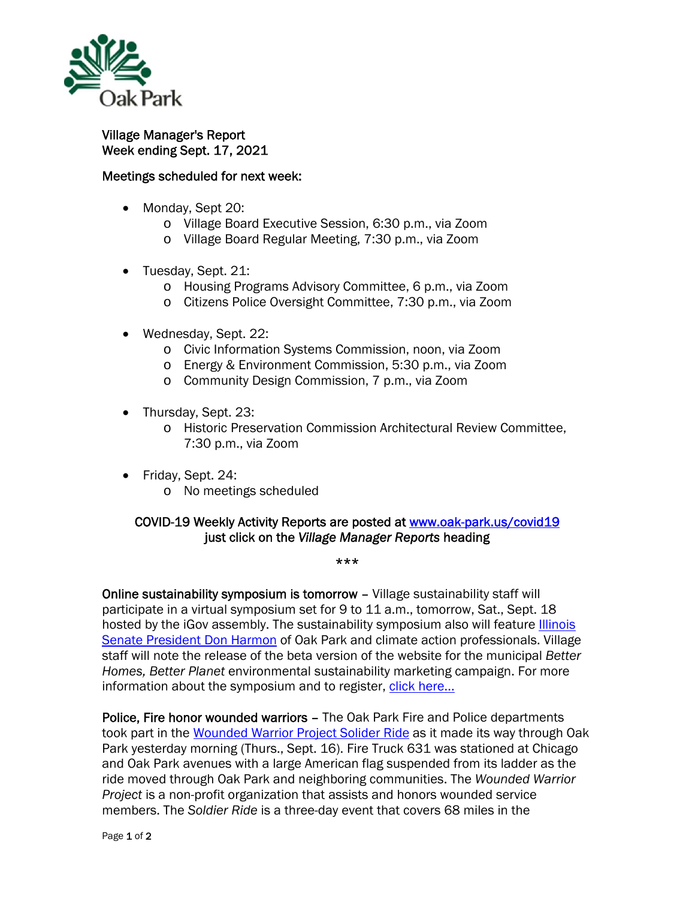Village Manager's Report
Week ending Sept. 17, 2021

Meetings scheduled for next week:

- Monday, Sept 20:
  - Village Board Executive Session, 6:30 p.m., via Zoom
  - Village Board Regular Meeting, 7:30 p.m., via Zoom

- Tuesday, Sept. 21:
  - Housing Programs Advisory Committee, 6 p.m., via Zoom
  - Citizens Police Oversight Committee, 7:30 p.m., via Zoom

- Wednesday, Sept. 22:
  - Civic Information Systems Commission, noon, via Zoom
  - Energy & Environment Commission, 5:30 p.m., via Zoom
  - Community Design Commission, 7 p.m., via Zoom

- Thursday, Sept. 23:
  - Historic Preservation Commission Architectural Review Committee, 7:30 p.m., via Zoom

- Friday, Sept. 24:
  - No meetings scheduled

COVID-19 Weekly Activity Reports are posted at www.oak-park.us/covid19 just click on the *Village Manager Reports* heading

\*\*\*

**Online sustainability symposium is tomorrow** – Village sustainability staff will participate in a virtual symposium set for 9 to 11 a.m., tomorrow, Sat., Sept. 18 hosted by the iGov assembly. The sustainability symposium also will feature Illinois Senate President Don Harmon of Oak Park and climate action professionals. Village staff will note the release of the beta version of the website for the municipal *Better Homes, Better Planet* environmental sustainability marketing campaign. For more information about the symposium and to register, click here…

**Police, Fire honor wounded warriors** – The Oak Park Fire and Police departments took part in the Wounded Warrior Project Solider Ride as it made its way through Oak Park yesterday morning (Thurs., Sept. 16). Fire Truck 631 was stationed at Chicago and Oak Park avenues with a large American flag suspended from its ladder as the ride moved through Oak Park and neighboring communities. The *Wounded Warrior Project* is a non-profit organization that assists and honors wounded service members. The *Soldier Ride* is a three-day event that covers 68 miles in the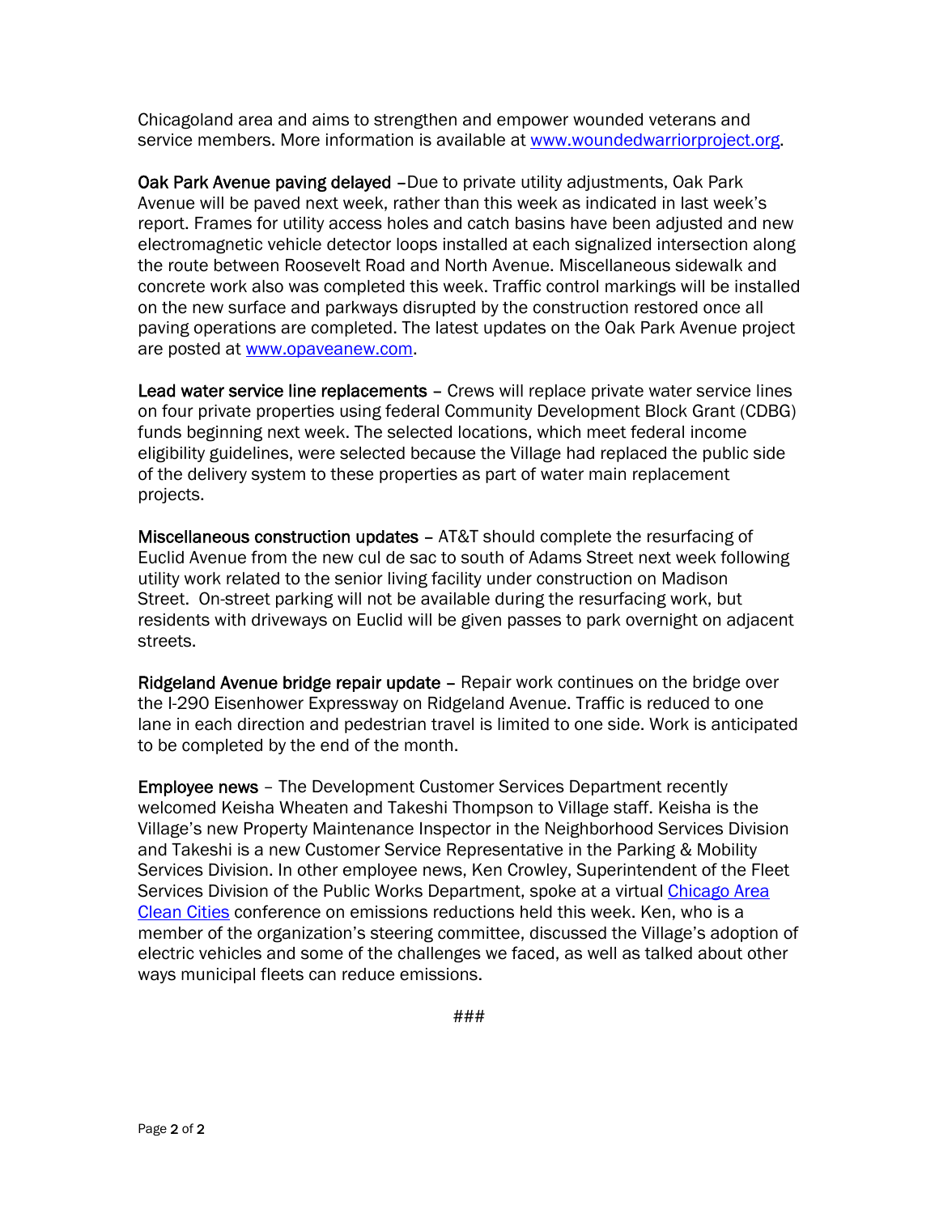Chicagoland area and aims to strengthen and empower wounded veterans and service members. More information is available at [www.woundedwarriorproject.org](http://www.woundedwarriorproject.org).

**Oak Park Avenue paving delayed** –Due to private utility adjustments, Oak Park Avenue will be paved next week, rather than this week as indicated in last week's report. Frames for utility access holes and catch basins have been adjusted and new electromagnetic vehicle detector loops installed at each signalized intersection along the route between Roosevelt Road and North Avenue. Miscellaneous sidewalk and concrete work also was completed this week. Traffic control markings will be installed on the new surface and parkways disrupted by the construction restored once all paving operations are completed. The latest updates on the Oak Park Avenue project are posted at [www.opaveanew.com](http://www.opaveanew.com).

**Lead water service line replacements** – Crews will replace private water service lines on four private properties using federal Community Development Block Grant (CDBG) funds beginning next week. The selected locations, which meet federal income eligibility guidelines, were selected because the Village had replaced the public side of the delivery system to these properties as part of water main replacement projects.

**Miscellaneous construction updates** – AT&T should complete the resurfacing of Euclid Avenue from the new cul de sac to south of Adams Street next week following utility work related to the senior living facility under construction on Madison Street. On-street parking will not be available during the resurfacing work, but residents with driveways on Euclid will be given passes to park overnight on adjacent streets.

**Ridgeland Avenue bridge repair update** – Repair work continues on the bridge over the I-290 Eisenhower Expressway on Ridgeland Avenue. Traffic is reduced to one lane in each direction and pedestrian travel is limited to one side. Work is anticipated to be completed by the end of the month.

**Employee news** – The Development Customer Services Department recently welcomed Keisha Wheaten and Takeshi Thompson to Village staff. Keisha is the Village's new Property Maintenance Inspector in the Neighborhood Services Division and Takeshi is a new Customer Service Representative in the Parking & Mobility Services Division. In other employee news, Ken Crowley, Superintendent of the Fleet Services Division of the Public Works Department, spoke at a virtual Chicago Area Clean Cities conference on emissions reductions held this week. Ken, who is a member of the organization's steering committee, discussed the Village's adoption of electric vehicles and some of the challenges we faced, as well as talked about other ways municipal fleets can reduce emissions.

###